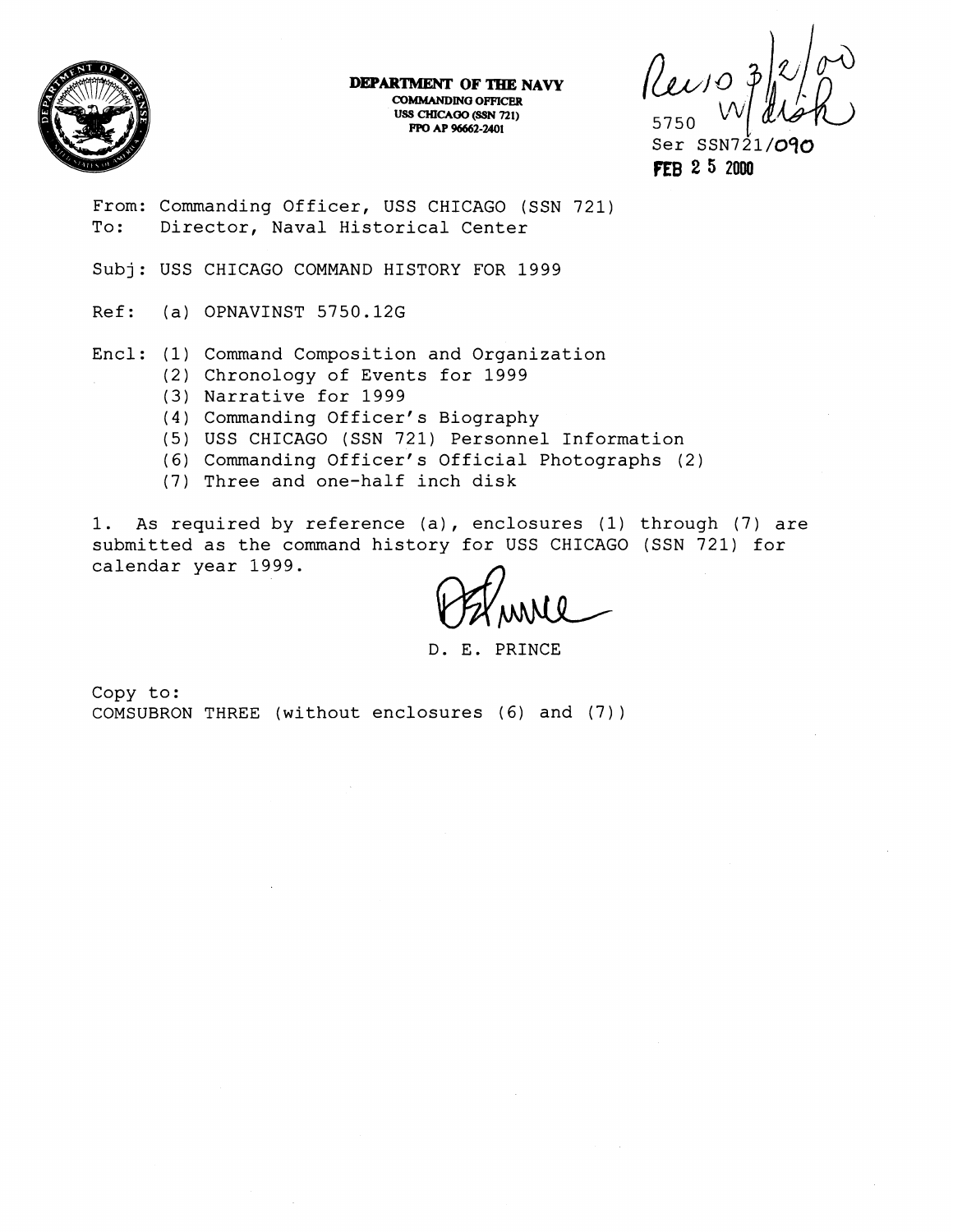**DEPARTMENT OF THE NAVY**
COMMANDING OFFICER
USS CHICAGO (SSN 721)
FPO AP 96662-2401

Recv'd 3/2/00 W/disk

5750
Ser SSN721/090
FEB 25 2000

From: Commanding Officer, USS CHICAGO (SSN 721)
To: Director, Naval Historical Center

Subj: USS CHICAGO COMMAND HISTORY FOR 1999

Ref: (a) OPNAVINST 5750.12G

Encl: (1) Command Composition and Organization
(2) Chronology of Events for 1999
(3) Narrative for 1999
(4) Commanding Officer's Biography
(5) USS CHICAGO (SSN 721) Personnel Information
(6) Commanding Officer's Official Photographs (2)
(7) Three and one-half inch disk

1. As required by reference (a), enclosures (1) through (7) are submitted as the command history for USS CHICAGO (SSN 721) for calendar year 1999.

D. E. PRINCE

Copy to:
COMSUBRON THREE (without enclosures (6) and (7))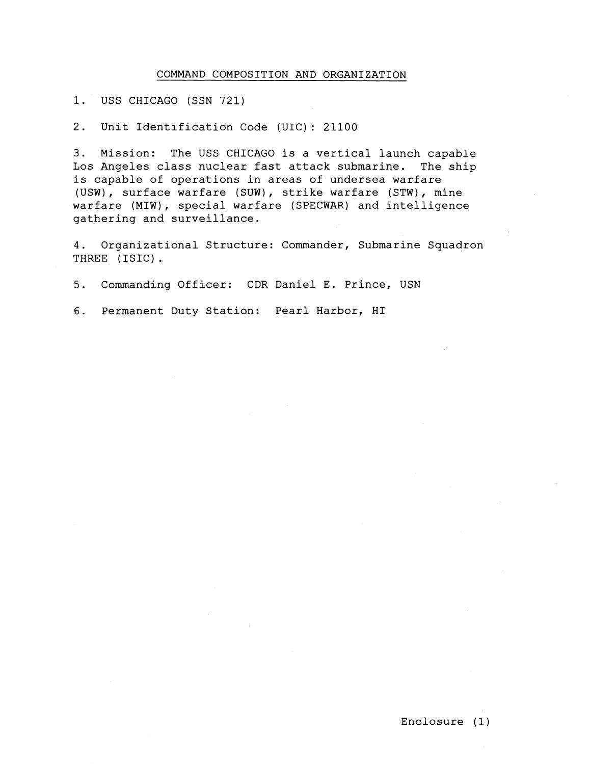## COMMAND COMPOSITION AND ORGANIZATION

1. USS CHICAGO (SSN 721)

2. Unit Identification Code (UIC): 21100

3. Mission: The USS CHICAGO is a vertical launch capable Los Angeles class nuclear fast attack submarine. The ship is capable of operations in areas of undersea warfare (USW), surface warfare (SUW), strike warfare (STW), mine warfare (MIW), special warfare (SPECWAR) and intelligence gathering and surveillance.

4. Organizational Structure: Commander, Submarine Squadron THREE (ISIC).

5. Commanding Officer: CDR Daniel E. Prince, USN

6. Permanent Duty Station: Pearl Harbor, HI

Enclosure (1)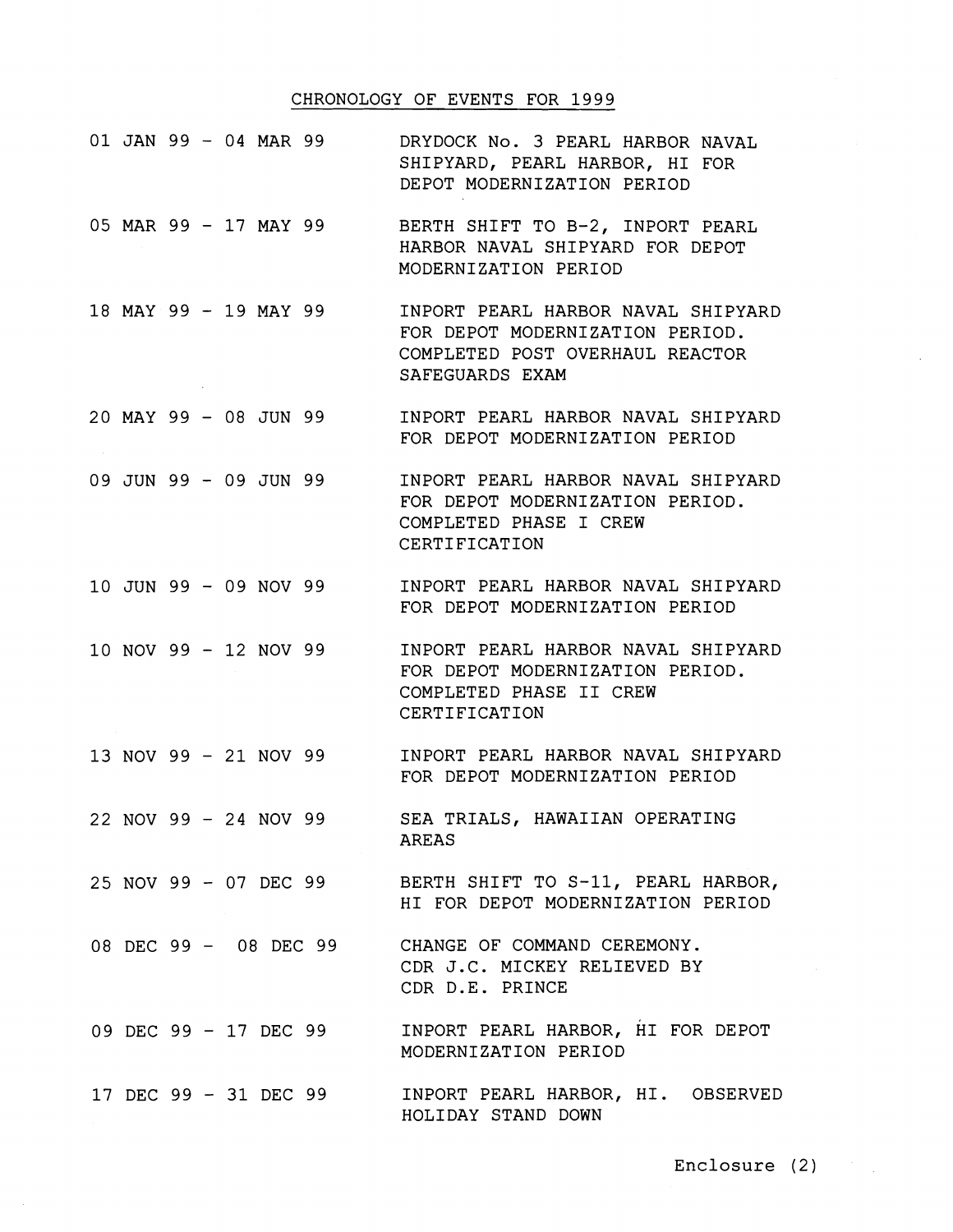# CHRONOLOGY OF EVENTS FOR 1999

| | |
|---|---|
| 01 JAN 99 - 04 MAR 99 | DRYDOCK No. 3 PEARL HARBOR NAVAL SHIPYARD, PEARL HARBOR, HI FOR DEPOT MODERNIZATION PERIOD |
| 05 MAR 99 - 17 MAY 99 | BERTH SHIFT TO B-2, INPORT PEARL HARBOR NAVAL SHIPYARD FOR DEPOT MODERNIZATION PERIOD |
| 18 MAY 99 - 19 MAY 99 | INPORT PEARL HARBOR NAVAL SHIPYARD FOR DEPOT MODERNIZATION PERIOD. COMPLETED POST OVERHAUL REACTOR SAFEGUARDS EXAM |
| 20 MAY 99 - 08 JUN 99 | INPORT PEARL HARBOR NAVAL SHIPYARD FOR DEPOT MODERNIZATION PERIOD |
| 09 JUN 99 - 09 JUN 99 | INPORT PEARL HARBOR NAVAL SHIPYARD FOR DEPOT MODERNIZATION PERIOD. COMPLETED PHASE I CREW CERTIFICATION |
| 10 JUN 99 - 09 NOV 99 | INPORT PEARL HARBOR NAVAL SHIPYARD FOR DEPOT MODERNIZATION PERIOD |
| 10 NOV 99 - 12 NOV 99 | INPORT PEARL HARBOR NAVAL SHIPYARD FOR DEPOT MODERNIZATION PERIOD. COMPLETED PHASE II CREW CERTIFICATION |
| 13 NOV 99 - 21 NOV 99 | INPORT PEARL HARBOR NAVAL SHIPYARD FOR DEPOT MODERNIZATION PERIOD |
| 22 NOV 99 - 24 NOV 99 | SEA TRIALS, HAWAIIAN OPERATING AREAS |
| 25 NOV 99 - 07 DEC 99 | BERTH SHIFT TO S-11, PEARL HARBOR, HI FOR DEPOT MODERNIZATION PERIOD |
| 08 DEC 99 - 08 DEC 99 | CHANGE OF COMMAND CEREMONY. CDR J.C. MICKEY RELIEVED BY CDR D.E. PRINCE |
| 09 DEC 99 - 17 DEC 99 | INPORT PEARL HARBOR, HI FOR DEPOT MODERNIZATION PERIOD |
| 17 DEC 99 - 31 DEC 99 | INPORT PEARL HARBOR, HI. OBSERVED HOLIDAY STAND DOWN |

Enclosure (2)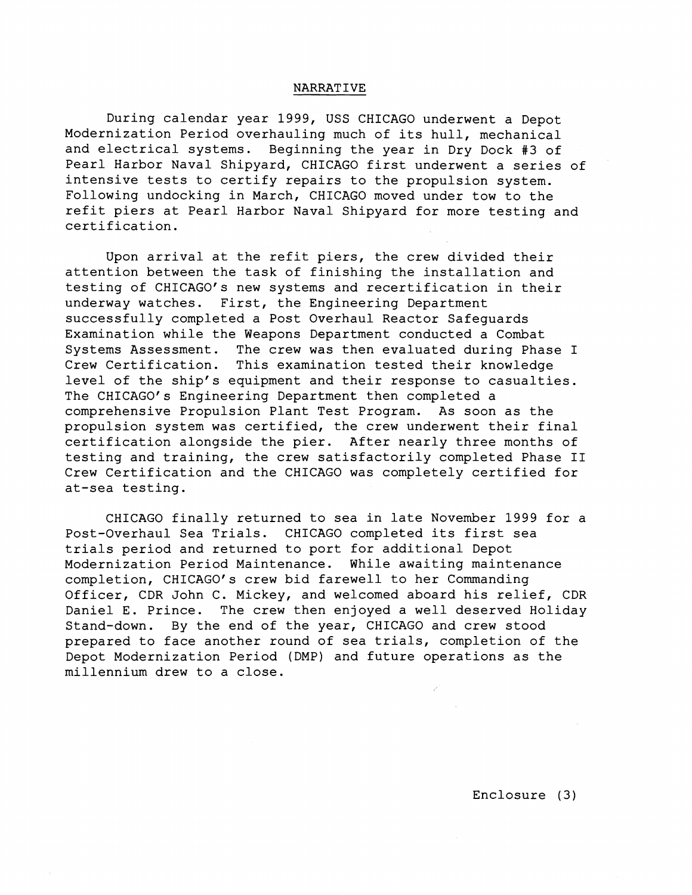## NARRATIVE

During calendar year 1999, USS CHICAGO underwent a Depot Modernization Period overhauling much of its hull, mechanical and electrical systems. Beginning the year in Dry Dock #3 of Pearl Harbor Naval Shipyard, CHICAGO first underwent a series of intensive tests to certify repairs to the propulsion system. Following undocking in March, CHICAGO moved under tow to the refit piers at Pearl Harbor Naval Shipyard for more testing and certification.

Upon arrival at the refit piers, the crew divided their attention between the task of finishing the installation and testing of CHICAGO's new systems and recertification in their underway watches. First, the Engineering Department successfully completed a Post Overhaul Reactor Safeguards Examination while the Weapons Department conducted a Combat Systems Assessment. The crew was then evaluated during Phase I Crew Certification. This examination tested their knowledge level of the ship's equipment and their response to casualties. The CHICAGO's Engineering Department then completed a comprehensive Propulsion Plant Test Program. As soon as the propulsion system was certified, the crew underwent their final certification alongside the pier. After nearly three months of testing and training, the crew satisfactorily completed Phase II Crew Certification and the CHICAGO was completely certified for at-sea testing.

CHICAGO finally returned to sea in late November 1999 for a Post-Overhaul Sea Trials. CHICAGO completed its first sea trials period and returned to port for additional Depot Modernization Period Maintenance. While awaiting maintenance completion, CHICAGO's crew bid farewell to her Commanding Officer, CDR John C. Mickey, and welcomed aboard his relief, CDR Daniel E. Prince. The crew then enjoyed a well deserved Holiday Stand-down. By the end of the year, CHICAGO and crew stood prepared to face another round of sea trials, completion of the Depot Modernization Period (DMP) and future operations as the millennium drew to a close.

Enclosure (3)